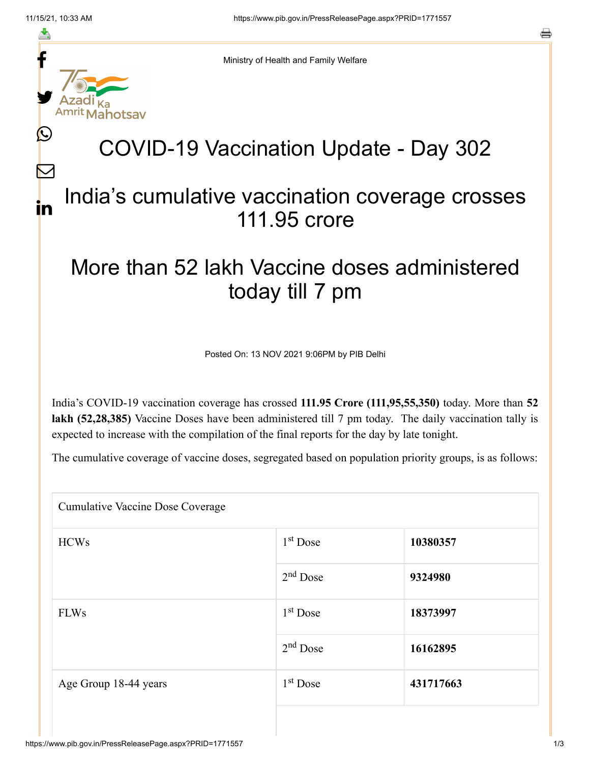Ministry of Health and Family Welfare

# COVID-19 Vaccination Update - Day 302

## India's cumulative vaccination coverage crosses 111.95 crore

## More than 52 lakh Vaccine doses administered today till 7 pm

Posted On: 13 NOV 2021 9:06PM by PIB Delhi

India's COVID-19 vaccination coverage has crossed **111.95 Crore (111,95,55,350)** today. More than **52 lakh (52,28,385)** Vaccine Doses have been administered till 7 pm today. The daily vaccination tally is expected to increase with the compilation of the final reports for the day by late tonight.

The cumulative coverage of vaccine doses, segregated based on population priority groups, is as follows:

| Cumulative Vaccine Dose Coverage | | |
|---|---|---|
| HCWs | 1st Dose | **10380357** |
| | 2nd Dose | **9324980** |
| FLWs | 1st Dose | **18373997** |
| | 2nd Dose | **16162895** |
| Age Group 18-44 years | 1st Dose | **431717663** |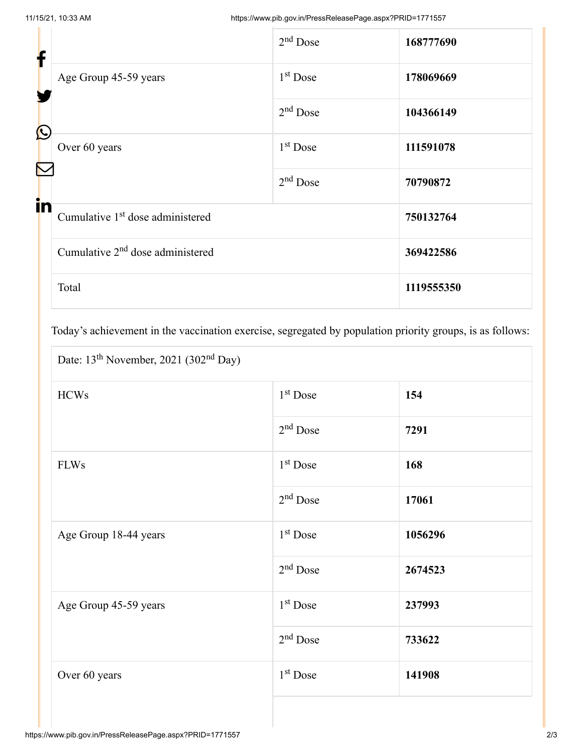| | | |
|---|---|---|
| | 2nd Dose | **168777690** |
| Age Group 45-59 years | 1st Dose | **178069669** |
| | 2nd Dose | **104366149** |
| Over 60 years | 1st Dose | **111591078** |
| | 2nd Dose | **70790872** |
| Cumulative 1st dose administered | | **750132764** |
| Cumulative 2nd dose administered | | **369422586** |
| Total | | **1119555350** |

Today's achievement in the vaccination exercise, segregated by population priority groups, is as follows:

| Date: 13th November, 2021 (302nd Day) | | |
|---|---|---|
| HCWs | 1st Dose | **154** |
| | 2nd Dose | **7291** |
| FLWs | 1st Dose | **168** |
| | 2nd Dose | **17061** |
| Age Group 18-44 years | 1st Dose | **1056296** |
| | 2nd Dose | **2674523** |
| Age Group 45-59 years | 1st Dose | **237993** |
| | 2nd Dose | **733622** |
| Over 60 years | 1st Dose | **141908** |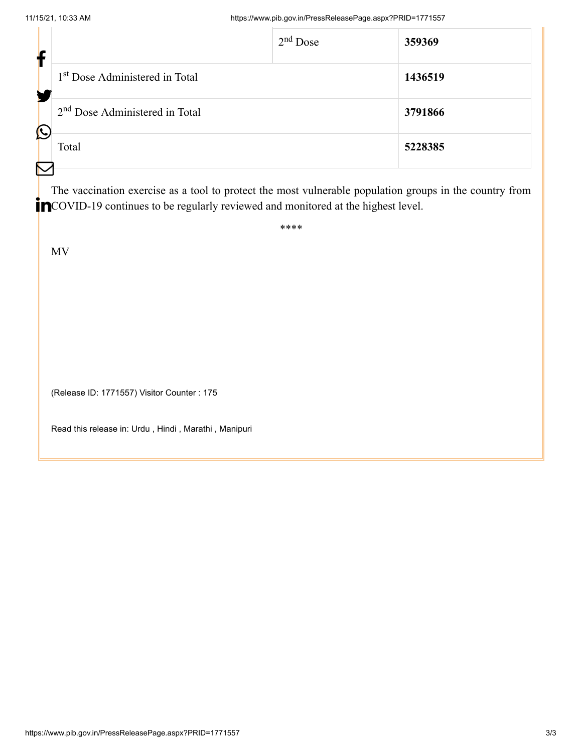| | | |
|---|---|---|
| | 2nd Dose | **359369** |
| 1st Dose Administered in Total | | **1436519** |
| 2nd Dose Administered in Total | | **3791866** |
| Total | | **5228385** |

The vaccination exercise as a tool to protect the most vulnerable population groups in the country from COVID-19 continues to be regularly reviewed and monitored at the highest level.

****

MV

(Release ID: 1771557) Visitor Counter : 175

Read this release in: Urdu , Hindi , Marathi , Manipuri